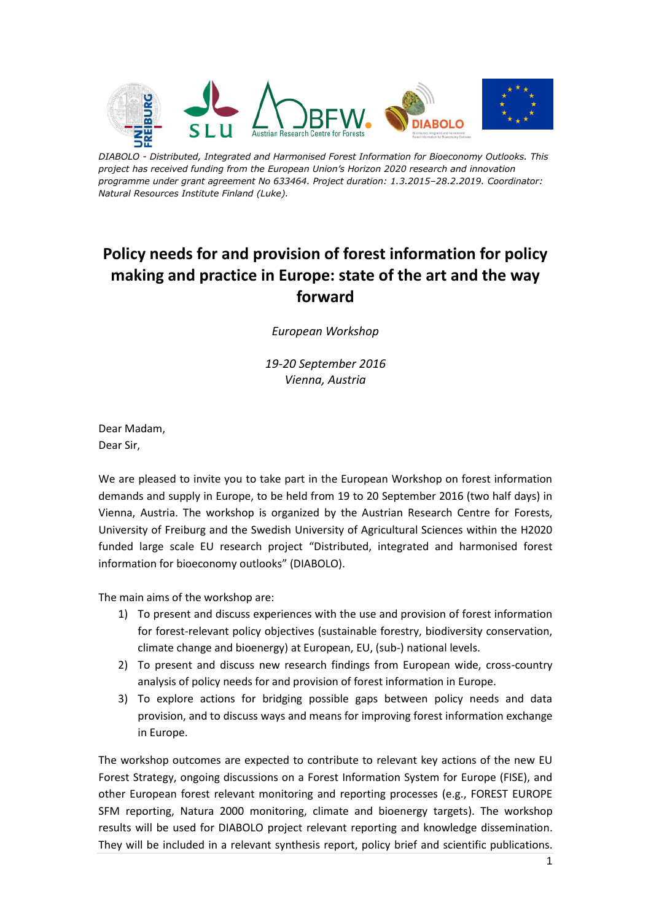*DIABOLO - Distributed, Integrated and Harmonised Forest Information for Bioeconomy Outlooks. This project has received funding from the European Union's Horizon 2020 research and innovation programme under grant agreement No 633464. Project duration: 1.3.2015–28.2.2019. Coordinator: Natural Resources Institute Finland (Luke).*

# Policy needs for and provision of forest information for policy making and practice in Europe: state of the art and the way forward

*European Workshop*

*19-20 September 2016*
*Vienna, Austria*

Dear Madam,
Dear Sir,

We are pleased to invite you to take part in the European Workshop on forest information demands and supply in Europe, to be held from 19 to 20 September 2016 (two half days) in Vienna, Austria. The workshop is organized by the Austrian Research Centre for Forests, University of Freiburg and the Swedish University of Agricultural Sciences within the H2020 funded large scale EU research project "Distributed, integrated and harmonised forest information for bioeconomy outlooks" (DIABOLO).

The main aims of the workshop are:

1) To present and discuss experiences with the use and provision of forest information for forest-relevant policy objectives (sustainable forestry, biodiversity conservation, climate change and bioenergy) at European, EU, (sub-) national levels.
2) To present and discuss new research findings from European wide, cross-country analysis of policy needs for and provision of forest information in Europe.
3) To explore actions for bridging possible gaps between policy needs and data provision, and to discuss ways and means for improving forest information exchange in Europe.

The workshop outcomes are expected to contribute to relevant key actions of the new EU Forest Strategy, ongoing discussions on a Forest Information System for Europe (FISE), and other European forest relevant monitoring and reporting processes (e.g., FOREST EUROPE SFM reporting, Natura 2000 monitoring, climate and bioenergy targets). The workshop results will be used for DIABOLO project relevant reporting and knowledge dissemination. They will be included in a relevant synthesis report, policy brief and scientific publications.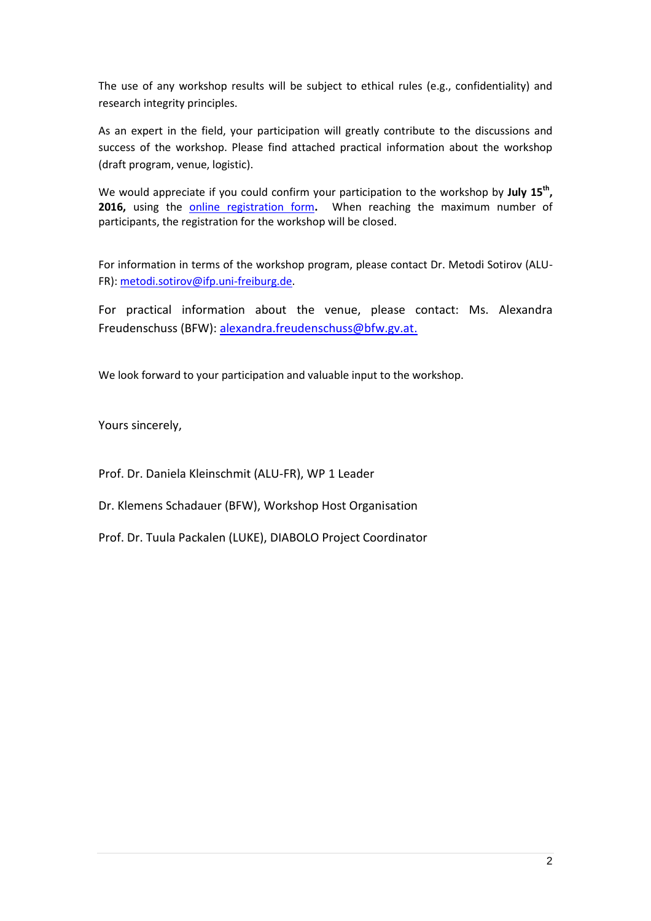The use of any workshop results will be subject to ethical rules (e.g., confidentiality) and research integrity principles.

As an expert in the field, your participation will greatly contribute to the discussions and success of the workshop. Please find attached practical information about the workshop (draft program, venue, logistic).

We would appreciate if you could confirm your participation to the workshop by **July 15th, 2016,** using the online registration form**.** When reaching the maximum number of participants, the registration for the workshop will be closed.

For information in terms of the workshop program, please contact Dr. Metodi Sotirov (ALU-FR): metodi.sotirov@ifp.uni-freiburg.de.

For practical information about the venue, please contact: Ms. Alexandra Freudenschuss (BFW): alexandra.freudenschuss@bfw.gv.at.

We look forward to your participation and valuable input to the workshop.

Yours sincerely,

Prof. Dr. Daniela Kleinschmit (ALU-FR), WP 1 Leader

Dr. Klemens Schadauer (BFW), Workshop Host Organisation

Prof. Dr. Tuula Packalen (LUKE), DIABOLO Project Coordinator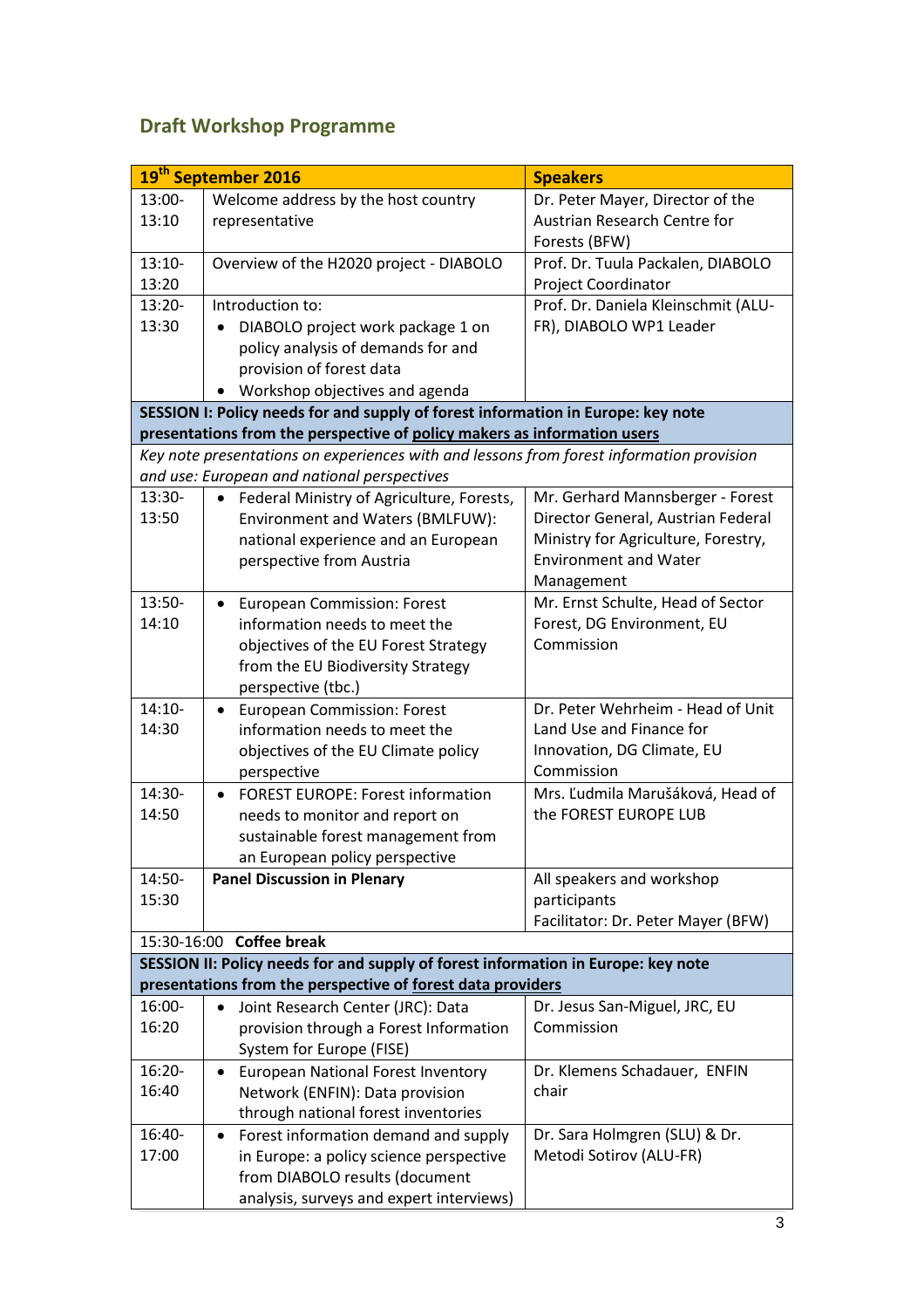## Draft Workshop Programme

| 19th September 2016 | | Speakers |
|---|---|---|
| 13:00-13:10 | Welcome address by the host country representative | Dr. Peter Mayer, Director of the Austrian Research Centre for Forests (BFW) |
| 13:10-13:20 | Overview of the H2020 project - DIABOLO | Prof. Dr. Tuula Packalen, DIABOLO Project Coordinator |
| 13:20-13:30 | Introduction to: • DIABOLO project work package 1 on policy analysis of demands for and provision of forest data • Workshop objectives and agenda | Prof. Dr. Daniela Kleinschmit (ALU-FR), DIABOLO WP1 Leader |
| **SESSION I: Policy needs for and supply of forest information in Europe: key note presentations from the perspective of policy makers as information users** | | |
| *Key note presentations on experiences with and lessons from forest information provision and use: European and national perspectives* | | |
| 13:30-13:50 | • Federal Ministry of Agriculture, Forests, Environment and Waters (BMLFUW): national experience and an European perspective from Austria | Mr. Gerhard Mannsberger - Forest Director General, Austrian Federal Ministry for Agriculture, Forestry, Environment and Water Management |
| 13:50-14:10 | • European Commission: Forest information needs to meet the objectives of the EU Forest Strategy from the EU Biodiversity Strategy perspective (tbc.) | Mr. Ernst Schulte, Head of Sector Forest, DG Environment, EU Commission |
| 14:10-14:30 | • European Commission: Forest information needs to meet the objectives of the EU Climate policy perspective | Dr. Peter Wehrheim - Head of Unit Land Use and Finance for Innovation, DG Climate, EU Commission |
| 14:30-14:50 | • FOREST EUROPE: Forest information needs to monitor and report on sustainable forest management from an European policy perspective | Mrs. Ľudmila Marušáková, Head of the FOREST EUROPE LUB |
| 14:50-15:30 | **Panel Discussion in Plenary** | All speakers and workshop participants Facilitator: Dr. Peter Mayer (BFW) |
| 15:30-16:00 | **Coffee break** | |
| **SESSION II: Policy needs for and supply of forest information in Europe: key note presentations from the perspective of forest data providers** | | |
| 16:00-16:20 | • Joint Research Center (JRC): Data provision through a Forest Information System for Europe (FISE) | Dr. Jesus San-Miguel, JRC, EU Commission |
| 16:20-16:40 | • European National Forest Inventory Network (ENFIN): Data provision through national forest inventories | Dr. Klemens Schadauer, ENFIN chair |
| 16:40-17:00 | • Forest information demand and supply in Europe: a policy science perspective from DIABOLO results (document analysis, surveys and expert interviews) | Dr. Sara Holmgren (SLU) & Dr. Metodi Sotirov (ALU-FR) |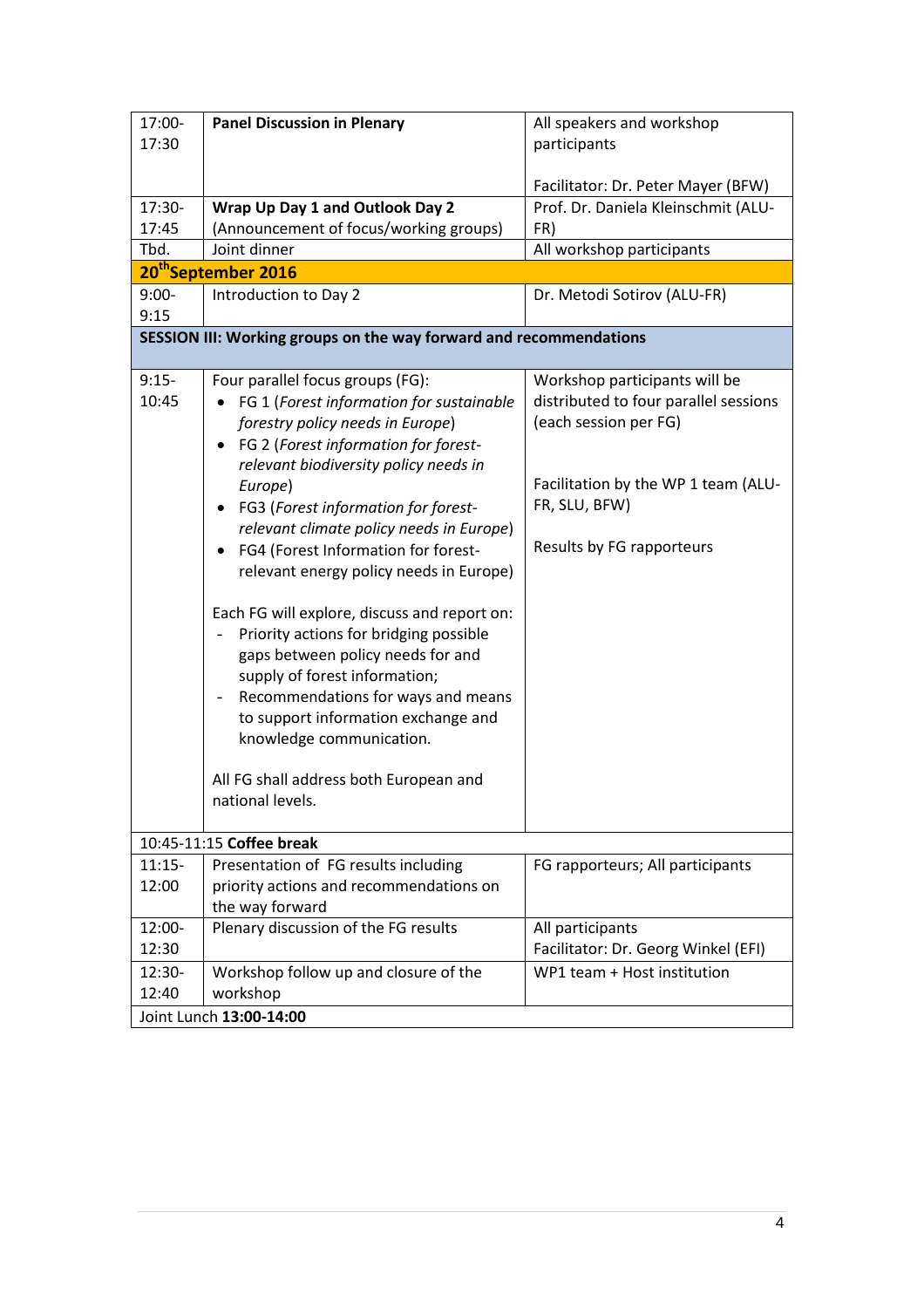| | | |
|---|---|---|
| 17:00-17:30 | **Panel Discussion in Plenary** | All speakers and workshop participants<br><br>Facilitator: Dr. Peter Mayer (BFW) |
| 17:30-17:45 | **Wrap Up Day 1 and Outlook Day 2**<br>(Announcement of focus/working groups) | Prof. Dr. Daniela Kleinschmit (ALU-FR) |
| Tbd. | Joint dinner | All workshop participants |
| **20th September 2016** | | |
| 9:00-9:15 | Introduction to Day 2 | Dr. Metodi Sotirov (ALU-FR) |
| **SESSION III: Working groups on the way forward and recommendations** | | |
| 9:15-10:45 | Four parallel focus groups (FG):<br>• FG 1 (*Forest information for sustainable forestry policy needs in Europe*)<br>• FG 2 (*Forest information for forest-relevant biodiversity policy needs in Europe*)<br>• FG3 (*Forest information for forest-relevant climate policy needs in Europe*)<br>• FG4 (Forest Information for forest-relevant energy policy needs in Europe)<br><br>Each FG will explore, discuss and report on:<br>- Priority actions for bridging possible gaps between policy needs for and supply of forest information;<br>- Recommendations for ways and means to support information exchange and knowledge communication.<br><br>All FG shall address both European and national levels. | Workshop participants will be distributed to four parallel sessions (each session per FG)<br><br>Facilitation by the WP 1 team (ALU-FR, SLU, BFW)<br><br>Results by FG rapporteurs |
| 10:45-11:15 **Coffee break** | | |
| 11:15-12:00 | Presentation of FG results including priority actions and recommendations on the way forward | FG rapporteurs; All participants |
| 12:00-12:30 | Plenary discussion of the FG results | All participants<br>Facilitator: Dr. Georg Winkel (EFI) |
| 12:30-12:40 | Workshop follow up and closure of the workshop | WP1 team + Host institution |
| Joint Lunch **13:00-14:00** | | |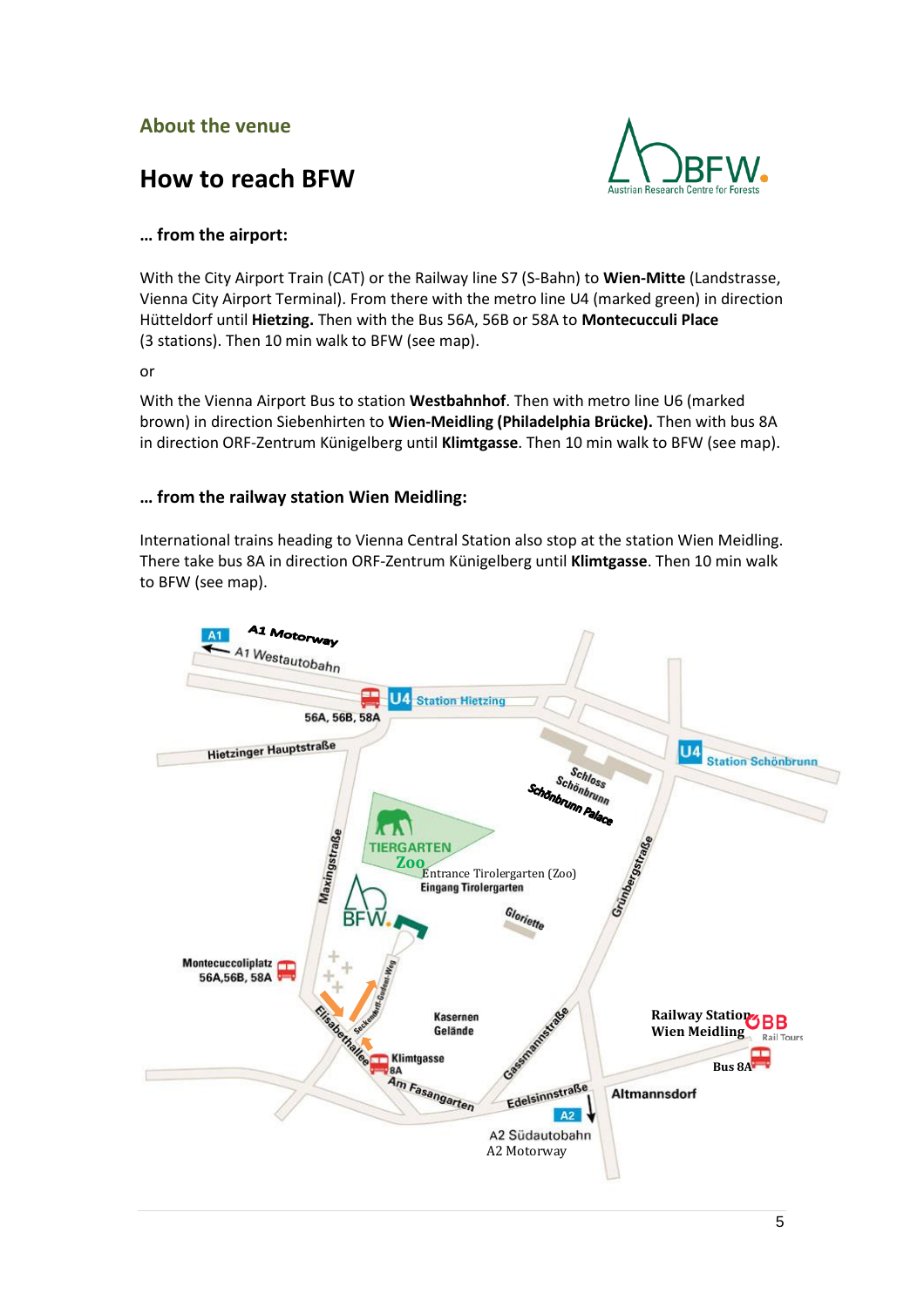## About the venue

# How to reach BFW

### … from the airport:

With the City Airport Train (CAT) or the Railway line S7 (S-Bahn) to **Wien-Mitte** (Landstrasse, Vienna City Airport Terminal). From there with the metro line U4 (marked green) in direction Hütteldorf until **Hietzing.** Then with the Bus 56A, 56B or 58A to **Montecucculi Place** (3 stations). Then 10 min walk to BFW (see map).

or

With the Vienna Airport Bus to station **Westbahnhof**. Then with metro line U6 (marked brown) in direction Siebenhirten to **Wien-Meidling (Philadelphia Brücke).** Then with bus 8A in direction ORF-Zentrum Künigelberg until **Klimtgasse**. Then 10 min walk to BFW (see map).

### … from the railway station Wien Meidling:

International trains heading to Vienna Central Station also stop at the station Wien Meidling. There take bus 8A in direction ORF-Zentrum Künigelberg until **Klimtgasse**. Then 10 min walk to BFW (see map).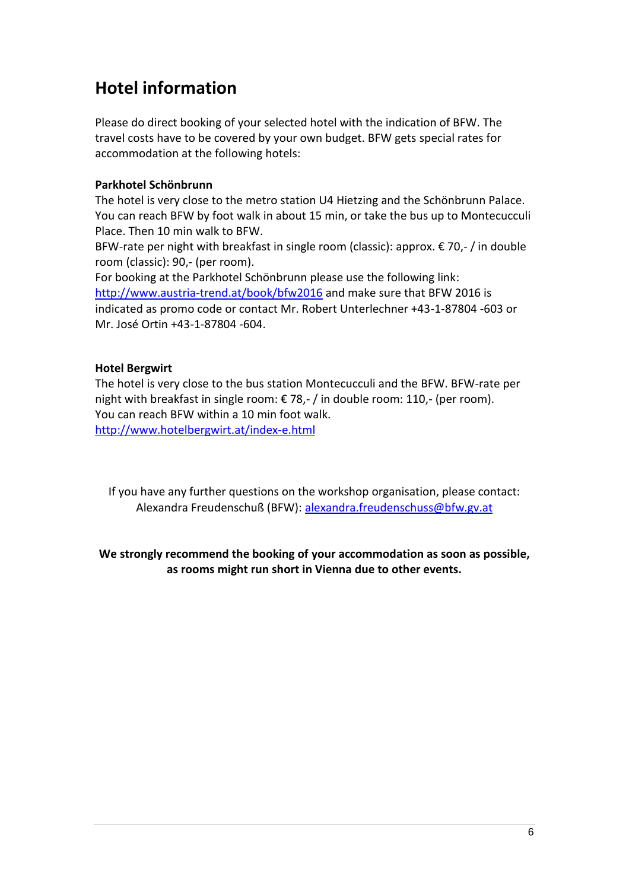# Hotel information

Please do direct booking of your selected hotel with the indication of BFW. The travel costs have to be covered by your own budget. BFW gets special rates for accommodation at the following hotels:

**Parkhotel Schönbrunn**
The hotel is very close to the metro station U4 Hietzing and the Schönbrunn Palace. You can reach BFW by foot walk in about 15 min, or take the bus up to Montecucculi Place. Then 10 min walk to BFW.
BFW-rate per night with breakfast in single room (classic): approx. € 70,- / in double room (classic): 90,- (per room).
For booking at the Parkhotel Schönbrunn please use the following link: http://www.austria-trend.at/book/bfw2016 and make sure that BFW 2016 is indicated as promo code or contact Mr. Robert Unterlechner +43-1-87804 -603 or Mr. José Ortin +43-1-87804 -604.

**Hotel Bergwirt**
The hotel is very close to the bus station Montecucculi and the BFW. BFW-rate per night with breakfast in single room: € 78,- / in double room: 110,- (per room).
You can reach BFW within a 10 min foot walk.
http://www.hotelbergwirt.at/index-e.html

If you have any further questions on the workshop organisation, please contact:
Alexandra Freudenschuß (BFW): alexandra.freudenschuss@bfw.gv.at

**We strongly recommend the booking of your accommodation as soon as possible, as rooms might run short in Vienna due to other events.**